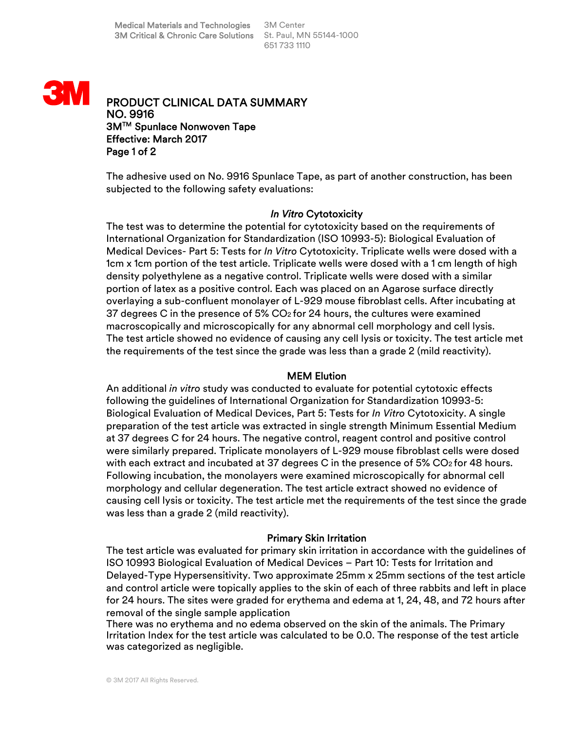Medical Materials and Technologies
3M Critical & Chronic Care Solutions

3M Center
St. Paul, MN 55144-1000
651 733 1110

# PRODUCT CLINICAL DATA SUMMARY
# NO. 9916
# 3M™ Spunlace Nonwoven Tape
# Effective: March 2017

The adhesive used on No. 9916 Spunlace Tape, as part of another construction, has been subjected to the following safety evaluations:

## *In Vitro* Cytotoxicity

The test was to determine the potential for cytotoxicity based on the requirements of International Organization for Standardization (ISO 10993-5): Biological Evaluation of Medical Devices- Part 5: Tests for *In Vitro* Cytotoxicity. Triplicate wells were dosed with a 1cm x 1cm portion of the test article. Triplicate wells were dosed with a 1 cm length of high density polyethylene as a negative control. Triplicate wells were dosed with a similar portion of latex as a positive control. Each was placed on an Agarose surface directly overlaying a sub-confluent monolayer of L-929 mouse fibroblast cells. After incubating at 37 degrees C in the presence of 5% $CO_2$ for 24 hours, the cultures were examined macroscopically and microscopically for any abnormal cell morphology and cell lysis. The test article showed no evidence of causing any cell lysis or toxicity. The test article met the requirements of the test since the grade was less than a grade 2 (mild reactivity).

## MEM Elution

An additional *in vitro* study was conducted to evaluate for potential cytotoxic effects following the guidelines of International Organization for Standardization 10993-5: Biological Evaluation of Medical Devices, Part 5: Tests for *In Vitro* Cytotoxicity. A single preparation of the test article was extracted in single strength Minimum Essential Medium at 37 degrees C for 24 hours. The negative control, reagent control and positive control were similarly prepared. Triplicate monolayers of L-929 mouse fibroblast cells were dosed with each extract and incubated at 37 degrees C in the presence of 5% $CO_2$ for 48 hours. Following incubation, the monolayers were examined microscopically for abnormal cell morphology and cellular degeneration. The test article extract showed no evidence of causing cell lysis or toxicity. The test article met the requirements of the test since the grade was less than a grade 2 (mild reactivity).

## Primary Skin Irritation

The test article was evaluated for primary skin irritation in accordance with the guidelines of ISO 10993 Biological Evaluation of Medical Devices – Part 10: Tests for Irritation and Delayed-Type Hypersensitivity. Two approximate 25mm x 25mm sections of the test article and control article were topically applies to the skin of each of three rabbits and left in place for 24 hours. The sites were graded for erythema and edema at 1, 24, 48, and 72 hours after removal of the single sample application

There was no erythema and no edema observed on the skin of the animals. The Primary Irritation Index for the test article was calculated to be 0.0. The response of the test article was categorized as negligible.

© 3M 2017 All Rights Reserved.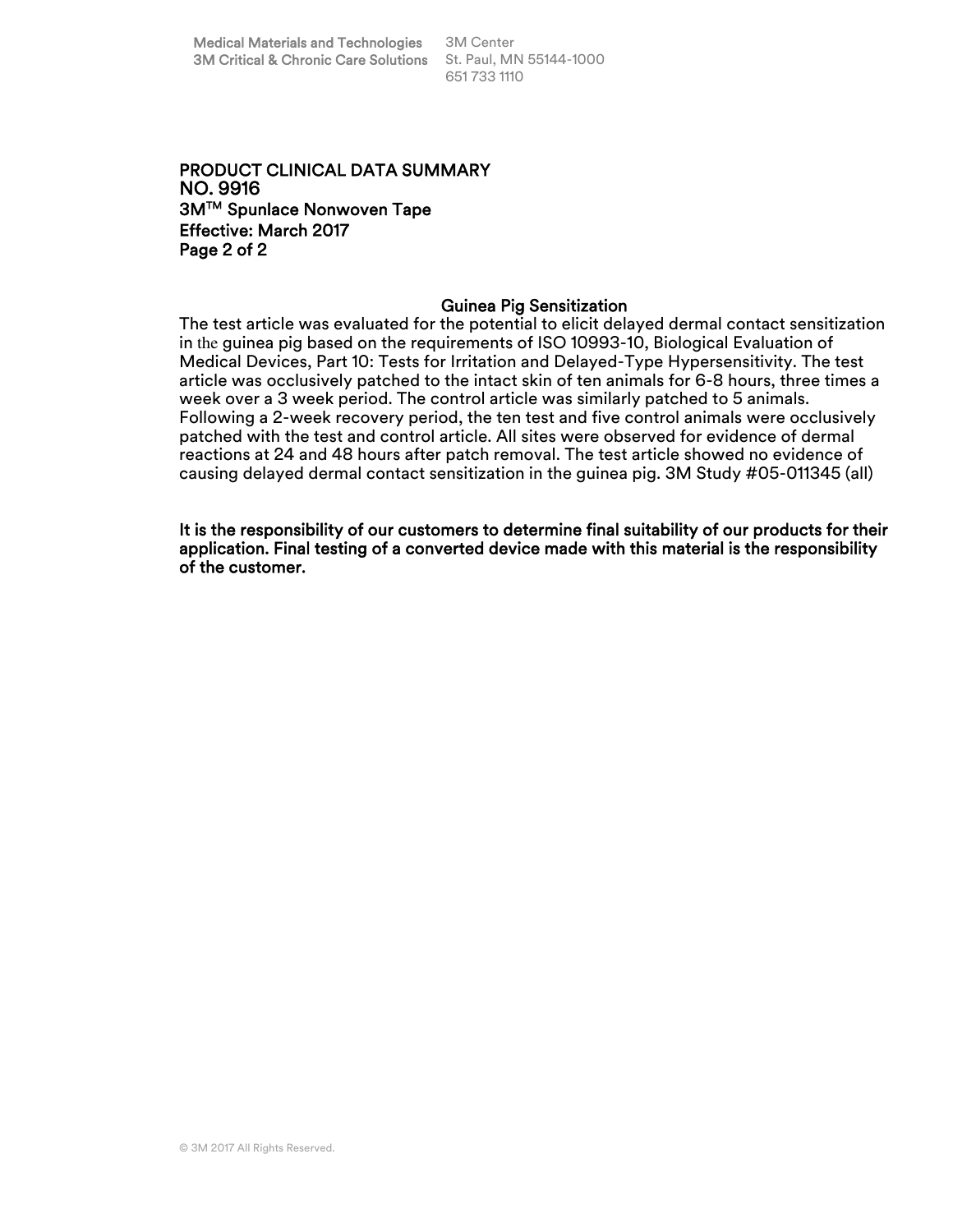Medical Materials and Technologies
3M Critical & Chronic Care Solutions

3M Center
St. Paul, MN 55144-1000
651 733 1110

**PRODUCT CLINICAL DATA SUMMARY**
**NO. 9916**
**3M™ Spunlace Nonwoven Tape**
**Effective: March 2017**

### Guinea Pig Sensitization

The test article was evaluated for the potential to elicit delayed dermal contact sensitization in the guinea pig based on the requirements of ISO 10993-10, Biological Evaluation of Medical Devices, Part 10: Tests for Irritation and Delayed-Type Hypersensitivity. The test article was occlusively patched to the intact skin of ten animals for 6-8 hours, three times a week over a 3 week period. The control article was similarly patched to 5 animals. Following a 2-week recovery period, the ten test and five control animals were occlusively patched with the test and control article. All sites were observed for evidence of dermal reactions at 24 and 48 hours after patch removal. The test article showed no evidence of causing delayed dermal contact sensitization in the guinea pig. 3M Study #05-011345 (all)

**It is the responsibility of our customers to determine final suitability of our products for their application. Final testing of a converted device made with this material is the responsibility of the customer.**

© 3M 2017 All Rights Reserved.